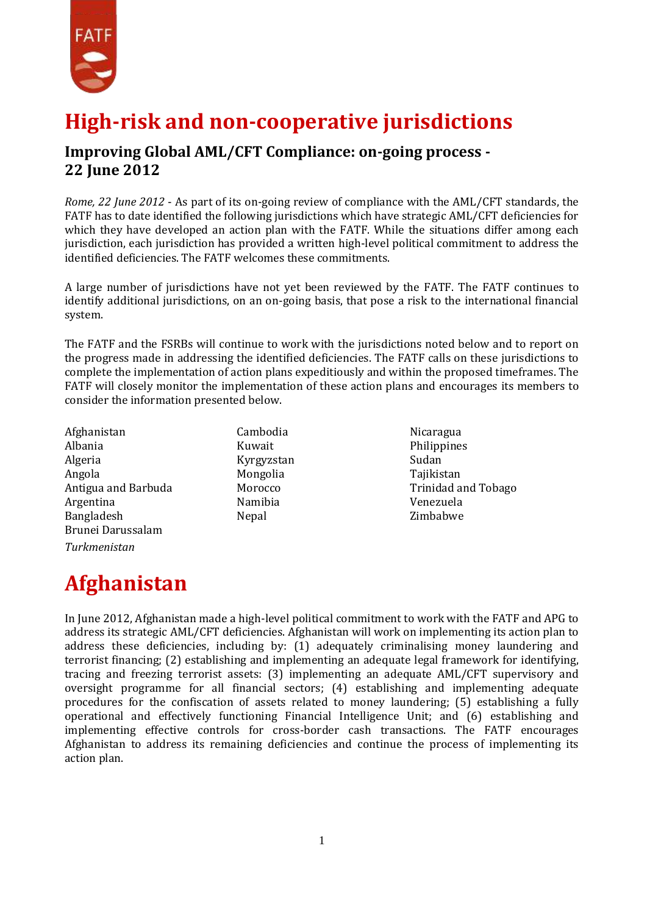# High-risk and non-cooperative jurisdictions

## Improving Global AML/CFT Compliance: on-going process - 22 June 2012

*Rome, 22 June 2012* - As part of its on-going review of compliance with the AML/CFT standards, the FATF has to date identified the following jurisdictions which have strategic AML/CFT deficiencies for which they have developed an action plan with the FATF. While the situations differ among each jurisdiction, each jurisdiction has provided a written high-level political commitment to address the identified deficiencies. The FATF welcomes these commitments.

A large number of jurisdictions have not yet been reviewed by the FATF. The FATF continues to identify additional jurisdictions, on an on-going basis, that pose a risk to the international financial system.

The FATF and the FSRBs will continue to work with the jurisdictions noted below and to report on the progress made in addressing the identified deficiencies. The FATF calls on these jurisdictions to complete the implementation of action plans expeditiously and within the proposed timeframes. The FATF will closely monitor the implementation of these action plans and encourages its members to consider the information presented below.

Afghanistan
Albania
Algeria
Angola
Antigua and Barbuda
Argentina
Bangladesh
Brunei Darussalam
Cambodia
Kuwait
Kyrgyzstan
Mongolia
Morocco
Namibia
Nepal
Nicaragua
Philippines
Sudan
Tajikistan
Trinidad and Tobago
Venezuela
Zimbabwe
*Turkmenistan*

# Afghanistan

In June 2012, Afghanistan made a high-level political commitment to work with the FATF and APG to address its strategic AML/CFT deficiencies. Afghanistan will work on implementing its action plan to address these deficiencies, including by: (1) adequately criminalising money laundering and terrorist financing; (2) establishing and implementing an adequate legal framework for identifying, tracing and freezing terrorist assets: (3) implementing an adequate AML/CFT supervisory and oversight programme for all financial sectors; (4) establishing and implementing adequate procedures for the confiscation of assets related to money laundering; (5) establishing a fully operational and effectively functioning Financial Intelligence Unit; and (6) establishing and implementing effective controls for cross-border cash transactions. The FATF encourages Afghanistan to address its remaining deficiencies and continue the process of implementing its action plan.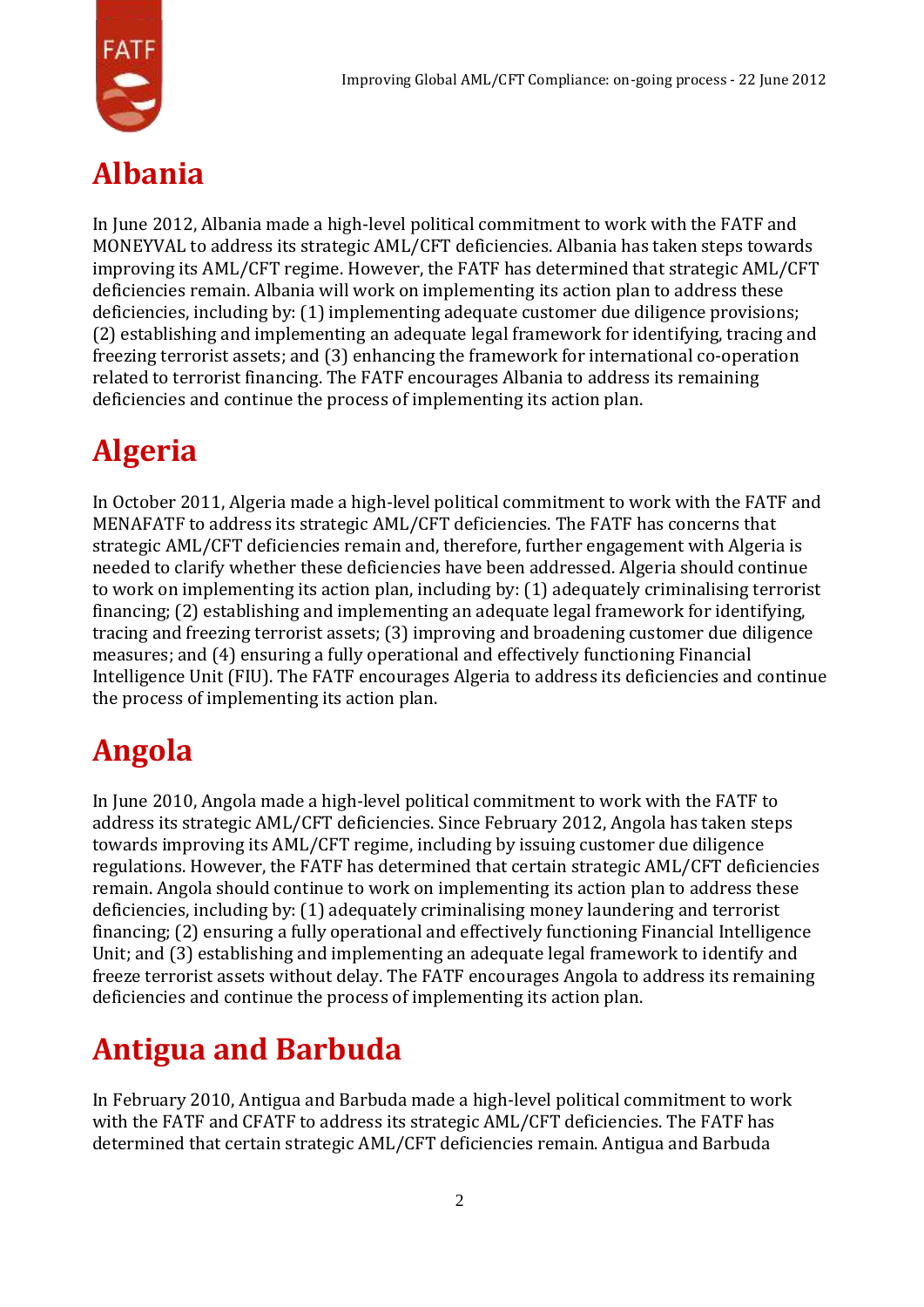# Albania

In June 2012, Albania made a high-level political commitment to work with the FATF and MONEYVAL to address its strategic AML/CFT deficiencies. Albania has taken steps towards improving its AML/CFT regime. However, the FATF has determined that strategic AML/CFT deficiencies remain. Albania will work on implementing its action plan to address these deficiencies, including by: (1) implementing adequate customer due diligence provisions; (2) establishing and implementing an adequate legal framework for identifying, tracing and freezing terrorist assets; and (3) enhancing the framework for international co-operation related to terrorist financing. The FATF encourages Albania to address its remaining deficiencies and continue the process of implementing its action plan.

# Algeria

In October 2011, Algeria made a high-level political commitment to work with the FATF and MENAFATF to address its strategic AML/CFT deficiencies. The FATF has concerns that strategic AML/CFT deficiencies remain and, therefore, further engagement with Algeria is needed to clarify whether these deficiencies have been addressed. Algeria should continue to work on implementing its action plan, including by: (1) adequately criminalising terrorist financing; (2) establishing and implementing an adequate legal framework for identifying, tracing and freezing terrorist assets; (3) improving and broadening customer due diligence measures; and (4) ensuring a fully operational and effectively functioning Financial Intelligence Unit (FIU). The FATF encourages Algeria to address its deficiencies and continue the process of implementing its action plan.

# Angola

In June 2010, Angola made a high-level political commitment to work with the FATF to address its strategic AML/CFT deficiencies. Since February 2012, Angola has taken steps towards improving its AML/CFT regime, including by issuing customer due diligence regulations. However, the FATF has determined that certain strategic AML/CFT deficiencies remain. Angola should continue to work on implementing its action plan to address these deficiencies, including by: (1) adequately criminalising money laundering and terrorist financing; (2) ensuring a fully operational and effectively functioning Financial Intelligence Unit; and (3) establishing and implementing an adequate legal framework to identify and freeze terrorist assets without delay. The FATF encourages Angola to address its remaining deficiencies and continue the process of implementing its action plan.

# Antigua and Barbuda

In February 2010, Antigua and Barbuda made a high-level political commitment to work with the FATF and CFATF to address its strategic AML/CFT deficiencies. The FATF has determined that certain strategic AML/CFT deficiencies remain. Antigua and Barbuda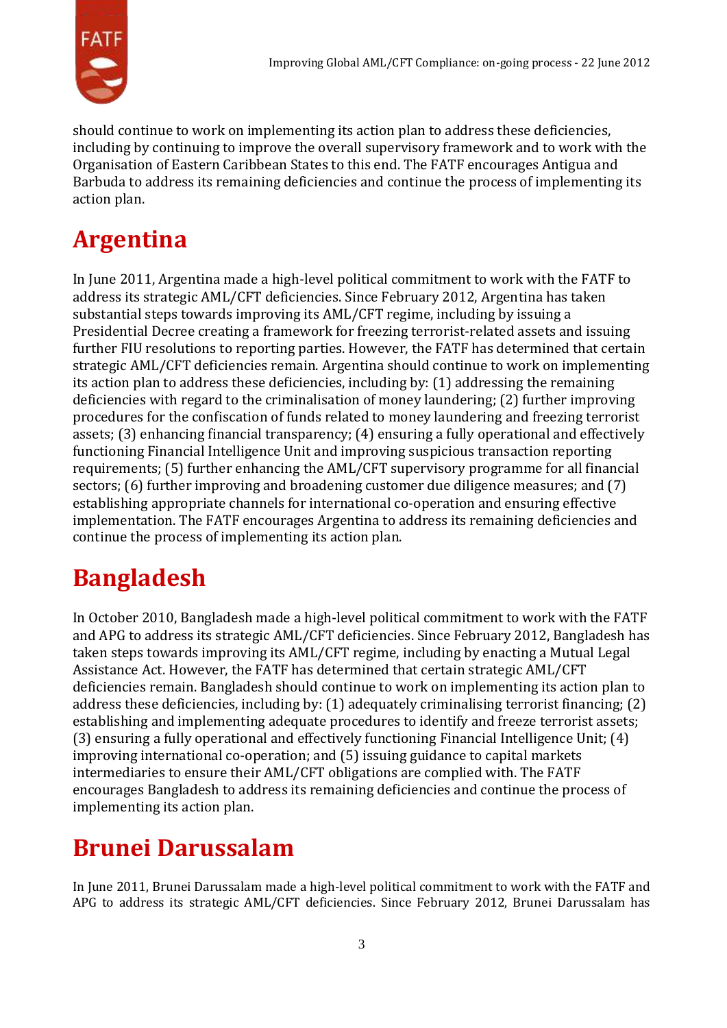should continue to work on implementing its action plan to address these deficiencies, including by continuing to improve the overall supervisory framework and to work with the Organisation of Eastern Caribbean States to this end. The FATF encourages Antigua and Barbuda to address its remaining deficiencies and continue the process of implementing its action plan.

# Argentina

In June 2011, Argentina made a high-level political commitment to work with the FATF to address its strategic AML/CFT deficiencies. Since February 2012, Argentina has taken substantial steps towards improving its AML/CFT regime, including by issuing a Presidential Decree creating a framework for freezing terrorist-related assets and issuing further FIU resolutions to reporting parties. However, the FATF has determined that certain strategic AML/CFT deficiencies remain. Argentina should continue to work on implementing its action plan to address these deficiencies, including by: (1) addressing the remaining deficiencies with regard to the criminalisation of money laundering; (2) further improving procedures for the confiscation of funds related to money laundering and freezing terrorist assets; (3) enhancing financial transparency; (4) ensuring a fully operational and effectively functioning Financial Intelligence Unit and improving suspicious transaction reporting requirements; (5) further enhancing the AML/CFT supervisory programme for all financial sectors; (6) further improving and broadening customer due diligence measures; and (7) establishing appropriate channels for international co-operation and ensuring effective implementation. The FATF encourages Argentina to address its remaining deficiencies and continue the process of implementing its action plan.

# Bangladesh

In October 2010, Bangladesh made a high-level political commitment to work with the FATF and APG to address its strategic AML/CFT deficiencies. Since February 2012, Bangladesh has taken steps towards improving its AML/CFT regime, including by enacting a Mutual Legal Assistance Act. However, the FATF has determined that certain strategic AML/CFT deficiencies remain. Bangladesh should continue to work on implementing its action plan to address these deficiencies, including by: (1) adequately criminalising terrorist financing; (2) establishing and implementing adequate procedures to identify and freeze terrorist assets; (3) ensuring a fully operational and effectively functioning Financial Intelligence Unit; (4) improving international co-operation; and (5) issuing guidance to capital markets intermediaries to ensure their AML/CFT obligations are complied with. The FATF encourages Bangladesh to address its remaining deficiencies and continue the process of implementing its action plan.

# Brunei Darussalam

In June 2011, Brunei Darussalam made a high-level political commitment to work with the FATF and APG to address its strategic AML/CFT deficiencies. Since February 2012, Brunei Darussalam has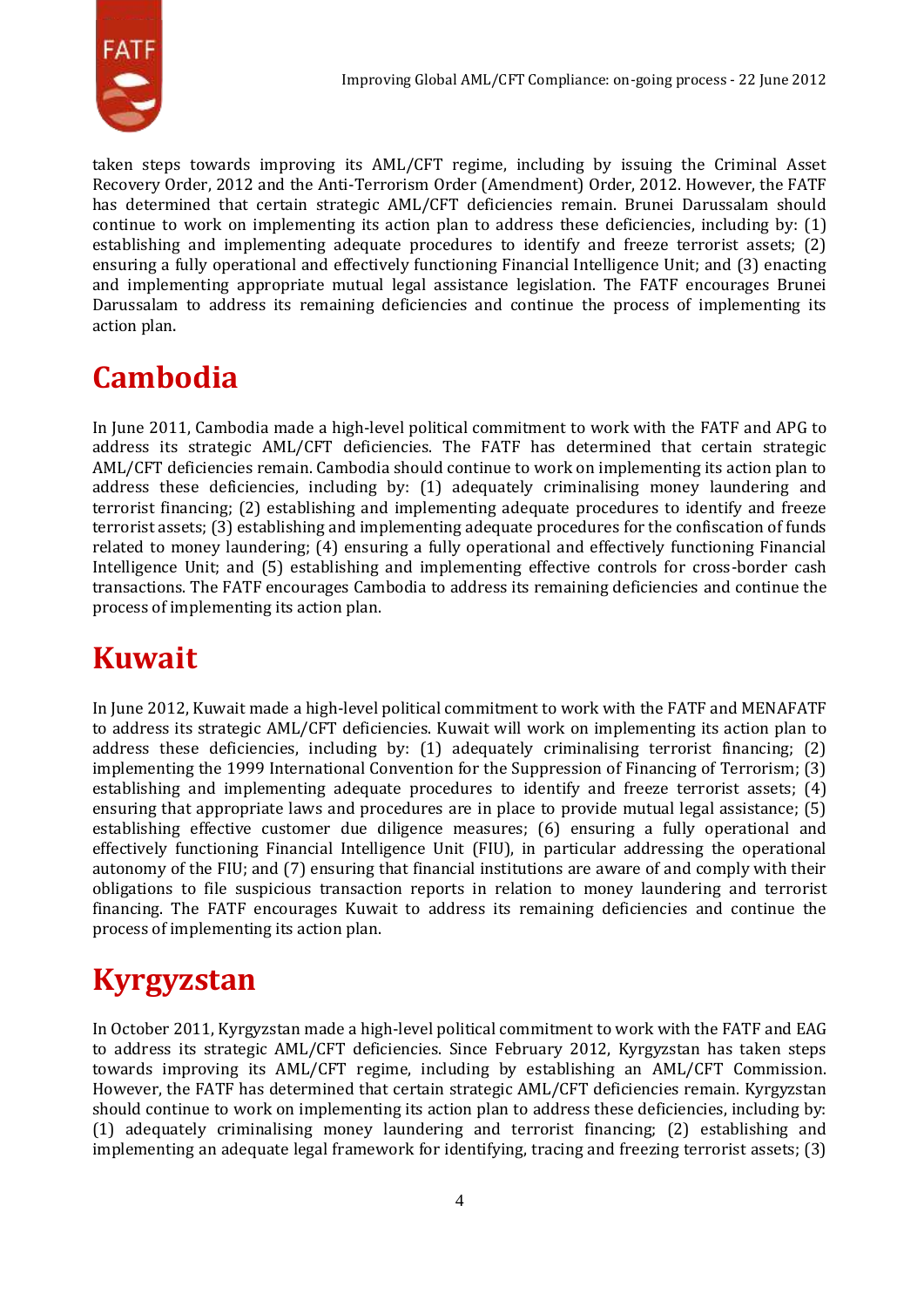taken steps towards improving its AML/CFT regime, including by issuing the Criminal Asset Recovery Order, 2012 and the Anti-Terrorism Order (Amendment) Order, 2012. However, the FATF has determined that certain strategic AML/CFT deficiencies remain. Brunei Darussalam should continue to work on implementing its action plan to address these deficiencies, including by: (1) establishing and implementing adequate procedures to identify and freeze terrorist assets; (2) ensuring a fully operational and effectively functioning Financial Intelligence Unit; and (3) enacting and implementing appropriate mutual legal assistance legislation. The FATF encourages Brunei Darussalam to address its remaining deficiencies and continue the process of implementing its action plan.

# Cambodia

In June 2011, Cambodia made a high-level political commitment to work with the FATF and APG to address its strategic AML/CFT deficiencies. The FATF has determined that certain strategic AML/CFT deficiencies remain. Cambodia should continue to work on implementing its action plan to address these deficiencies, including by: (1) adequately criminalising money laundering and terrorist financing; (2) establishing and implementing adequate procedures to identify and freeze terrorist assets; (3) establishing and implementing adequate procedures for the confiscation of funds related to money laundering; (4) ensuring a fully operational and effectively functioning Financial Intelligence Unit; and (5) establishing and implementing effective controls for cross-border cash transactions. The FATF encourages Cambodia to address its remaining deficiencies and continue the process of implementing its action plan.

# Kuwait

In June 2012, Kuwait made a high-level political commitment to work with the FATF and MENAFATF to address its strategic AML/CFT deficiencies. Kuwait will work on implementing its action plan to address these deficiencies, including by: (1) adequately criminalising terrorist financing; (2) implementing the 1999 International Convention for the Suppression of Financing of Terrorism; (3) establishing and implementing adequate procedures to identify and freeze terrorist assets; (4) ensuring that appropriate laws and procedures are in place to provide mutual legal assistance; (5) establishing effective customer due diligence measures; (6) ensuring a fully operational and effectively functioning Financial Intelligence Unit (FIU), in particular addressing the operational autonomy of the FIU; and (7) ensuring that financial institutions are aware of and comply with their obligations to file suspicious transaction reports in relation to money laundering and terrorist financing. The FATF encourages Kuwait to address its remaining deficiencies and continue the process of implementing its action plan.

# Kyrgyzstan

In October 2011, Kyrgyzstan made a high-level political commitment to work with the FATF and EAG to address its strategic AML/CFT deficiencies. Since February 2012, Kyrgyzstan has taken steps towards improving its AML/CFT regime, including by establishing an AML/CFT Commission. However, the FATF has determined that certain strategic AML/CFT deficiencies remain. Kyrgyzstan should continue to work on implementing its action plan to address these deficiencies, including by: (1) adequately criminalising money laundering and terrorist financing; (2) establishing and implementing an adequate legal framework for identifying, tracing and freezing terrorist assets; (3)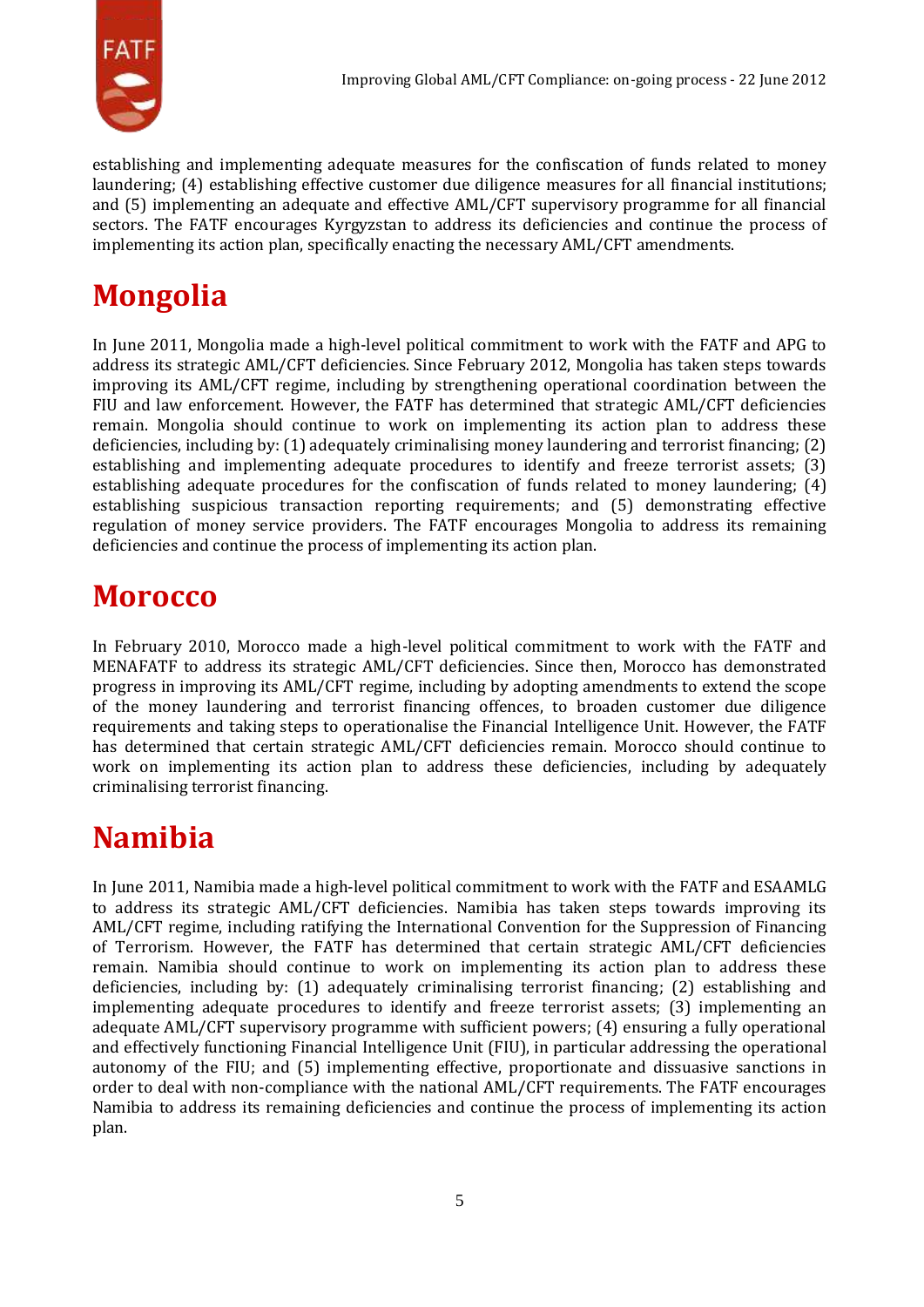establishing and implementing adequate measures for the confiscation of funds related to money laundering; (4) establishing effective customer due diligence measures for all financial institutions; and (5) implementing an adequate and effective AML/CFT supervisory programme for all financial sectors. The FATF encourages Kyrgyzstan to address its deficiencies and continue the process of implementing its action plan, specifically enacting the necessary AML/CFT amendments.

# Mongolia

In June 2011, Mongolia made a high-level political commitment to work with the FATF and APG to address its strategic AML/CFT deficiencies. Since February 2012, Mongolia has taken steps towards improving its AML/CFT regime, including by strengthening operational coordination between the FIU and law enforcement. However, the FATF has determined that strategic AML/CFT deficiencies remain. Mongolia should continue to work on implementing its action plan to address these deficiencies, including by: (1) adequately criminalising money laundering and terrorist financing; (2) establishing and implementing adequate procedures to identify and freeze terrorist assets; (3) establishing adequate procedures for the confiscation of funds related to money laundering; (4) establishing suspicious transaction reporting requirements; and (5) demonstrating effective regulation of money service providers. The FATF encourages Mongolia to address its remaining deficiencies and continue the process of implementing its action plan.

# Morocco

In February 2010, Morocco made a high-level political commitment to work with the FATF and MENAFATF to address its strategic AML/CFT deficiencies. Since then, Morocco has demonstrated progress in improving its AML/CFT regime, including by adopting amendments to extend the scope of the money laundering and terrorist financing offences, to broaden customer due diligence requirements and taking steps to operationalise the Financial Intelligence Unit. However, the FATF has determined that certain strategic AML/CFT deficiencies remain. Morocco should continue to work on implementing its action plan to address these deficiencies, including by adequately criminalising terrorist financing.

# Namibia

In June 2011, Namibia made a high-level political commitment to work with the FATF and ESAAMLG to address its strategic AML/CFT deficiencies. Namibia has taken steps towards improving its AML/CFT regime, including ratifying the International Convention for the Suppression of Financing of Terrorism. However, the FATF has determined that certain strategic AML/CFT deficiencies remain. Namibia should continue to work on implementing its action plan to address these deficiencies, including by: (1) adequately criminalising terrorist financing; (2) establishing and implementing adequate procedures to identify and freeze terrorist assets; (3) implementing an adequate AML/CFT supervisory programme with sufficient powers; (4) ensuring a fully operational and effectively functioning Financial Intelligence Unit (FIU), in particular addressing the operational autonomy of the FIU; and (5) implementing effective, proportionate and dissuasive sanctions in order to deal with non-compliance with the national AML/CFT requirements. The FATF encourages Namibia to address its remaining deficiencies and continue the process of implementing its action plan.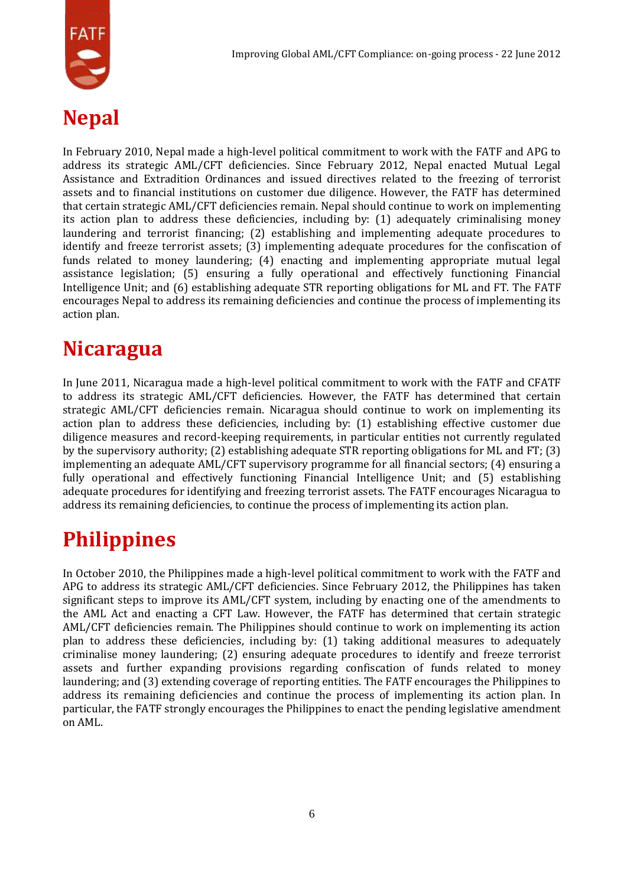# Nepal

In February 2010, Nepal made a high-level political commitment to work with the FATF and APG to address its strategic AML/CFT deficiencies. Since February 2012, Nepal enacted Mutual Legal Assistance and Extradition Ordinances and issued directives related to the freezing of terrorist assets and to financial institutions on customer due diligence. However, the FATF has determined that certain strategic AML/CFT deficiencies remain. Nepal should continue to work on implementing its action plan to address these deficiencies, including by: (1) adequately criminalising money laundering and terrorist financing; (2) establishing and implementing adequate procedures to identify and freeze terrorist assets; (3) implementing adequate procedures for the confiscation of funds related to money laundering; (4) enacting and implementing appropriate mutual legal assistance legislation; (5) ensuring a fully operational and effectively functioning Financial Intelligence Unit; and (6) establishing adequate STR reporting obligations for ML and FT. The FATF encourages Nepal to address its remaining deficiencies and continue the process of implementing its action plan.

# Nicaragua

In June 2011, Nicaragua made a high-level political commitment to work with the FATF and CFATF to address its strategic AML/CFT deficiencies. However, the FATF has determined that certain strategic AML/CFT deficiencies remain. Nicaragua should continue to work on implementing its action plan to address these deficiencies, including by: (1) establishing effective customer due diligence measures and record-keeping requirements, in particular entities not currently regulated by the supervisory authority; (2) establishing adequate STR reporting obligations for ML and FT; (3) implementing an adequate AML/CFT supervisory programme for all financial sectors; (4) ensuring a fully operational and effectively functioning Financial Intelligence Unit; and (5) establishing adequate procedures for identifying and freezing terrorist assets. The FATF encourages Nicaragua to address its remaining deficiencies, to continue the process of implementing its action plan.

# Philippines

In October 2010, the Philippines made a high-level political commitment to work with the FATF and APG to address its strategic AML/CFT deficiencies. Since February 2012, the Philippines has taken significant steps to improve its AML/CFT system, including by enacting one of the amendments to the AML Act and enacting a CFT Law. However, the FATF has determined that certain strategic AML/CFT deficiencies remain. The Philippines should continue to work on implementing its action plan to address these deficiencies, including by: (1) taking additional measures to adequately criminalise money laundering; (2) ensuring adequate procedures to identify and freeze terrorist assets and further expanding provisions regarding confiscation of funds related to money laundering; and (3) extending coverage of reporting entities. The FATF encourages the Philippines to address its remaining deficiencies and continue the process of implementing its action plan. In particular, the FATF strongly encourages the Philippines to enact the pending legislative amendment on AML.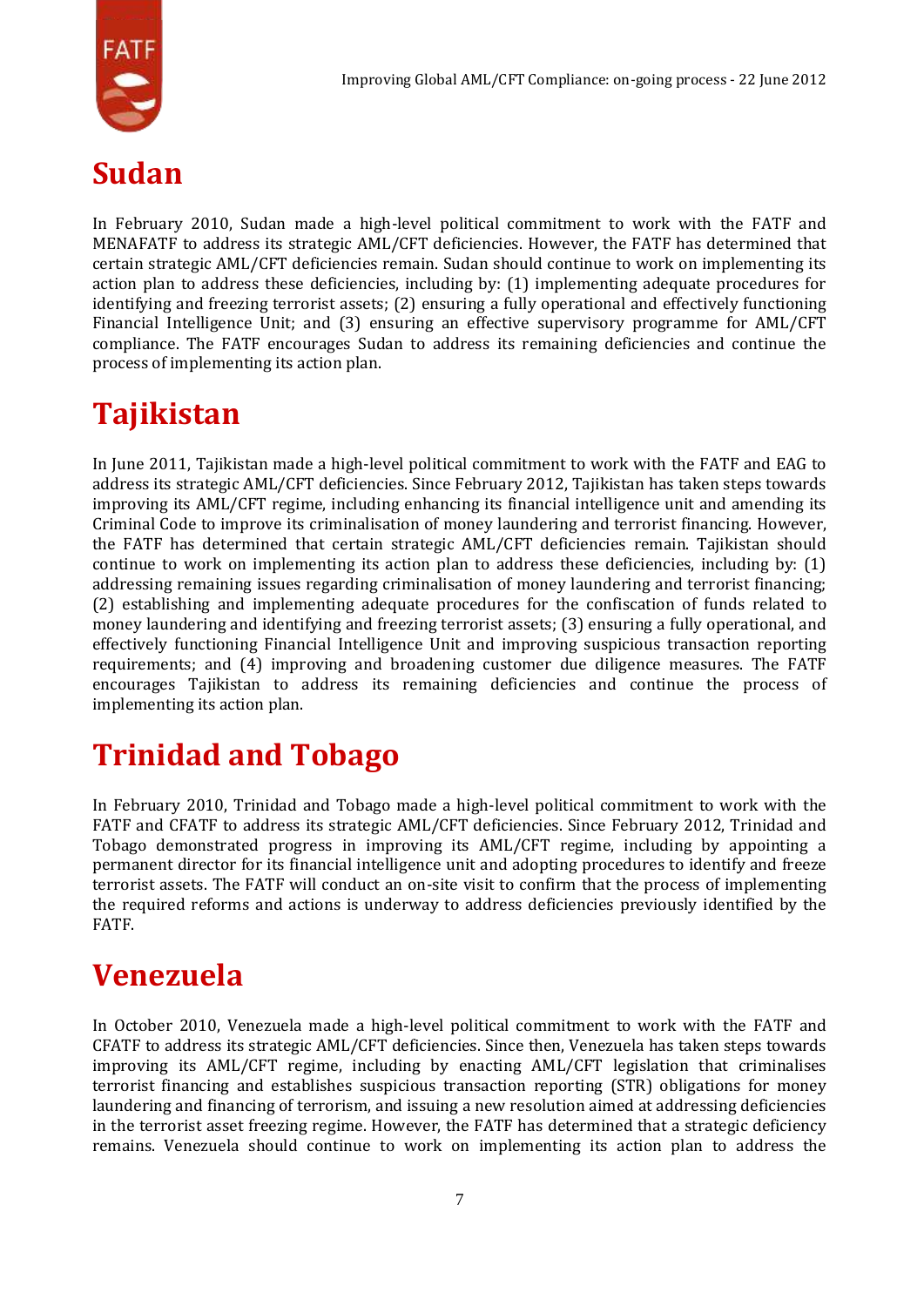# Sudan

In February 2010, Sudan made a high-level political commitment to work with the FATF and MENAFATF to address its strategic AML/CFT deficiencies. However, the FATF has determined that certain strategic AML/CFT deficiencies remain. Sudan should continue to work on implementing its action plan to address these deficiencies, including by: (1) implementing adequate procedures for identifying and freezing terrorist assets; (2) ensuring a fully operational and effectively functioning Financial Intelligence Unit; and (3) ensuring an effective supervisory programme for AML/CFT compliance. The FATF encourages Sudan to address its remaining deficiencies and continue the process of implementing its action plan.

# Tajikistan

In June 2011, Tajikistan made a high-level political commitment to work with the FATF and EAG to address its strategic AML/CFT deficiencies. Since February 2012, Tajikistan has taken steps towards improving its AML/CFT regime, including enhancing its financial intelligence unit and amending its Criminal Code to improve its criminalisation of money laundering and terrorist financing. However, the FATF has determined that certain strategic AML/CFT deficiencies remain. Tajikistan should continue to work on implementing its action plan to address these deficiencies, including by: (1) addressing remaining issues regarding criminalisation of money laundering and terrorist financing; (2) establishing and implementing adequate procedures for the confiscation of funds related to money laundering and identifying and freezing terrorist assets; (3) ensuring a fully operational, and effectively functioning Financial Intelligence Unit and improving suspicious transaction reporting requirements; and (4) improving and broadening customer due diligence measures. The FATF encourages Tajikistan to address its remaining deficiencies and continue the process of implementing its action plan.

# Trinidad and Tobago

In February 2010, Trinidad and Tobago made a high-level political commitment to work with the FATF and CFATF to address its strategic AML/CFT deficiencies. Since February 2012, Trinidad and Tobago demonstrated progress in improving its AML/CFT regime, including by appointing a permanent director for its financial intelligence unit and adopting procedures to identify and freeze terrorist assets. The FATF will conduct an on-site visit to confirm that the process of implementing the required reforms and actions is underway to address deficiencies previously identified by the FATF.

# Venezuela

In October 2010, Venezuela made a high-level political commitment to work with the FATF and CFATF to address its strategic AML/CFT deficiencies. Since then, Venezuela has taken steps towards improving its AML/CFT regime, including by enacting AML/CFT legislation that criminalises terrorist financing and establishes suspicious transaction reporting (STR) obligations for money laundering and financing of terrorism, and issuing a new resolution aimed at addressing deficiencies in the terrorist asset freezing regime. However, the FATF has determined that a strategic deficiency remains. Venezuela should continue to work on implementing its action plan to address the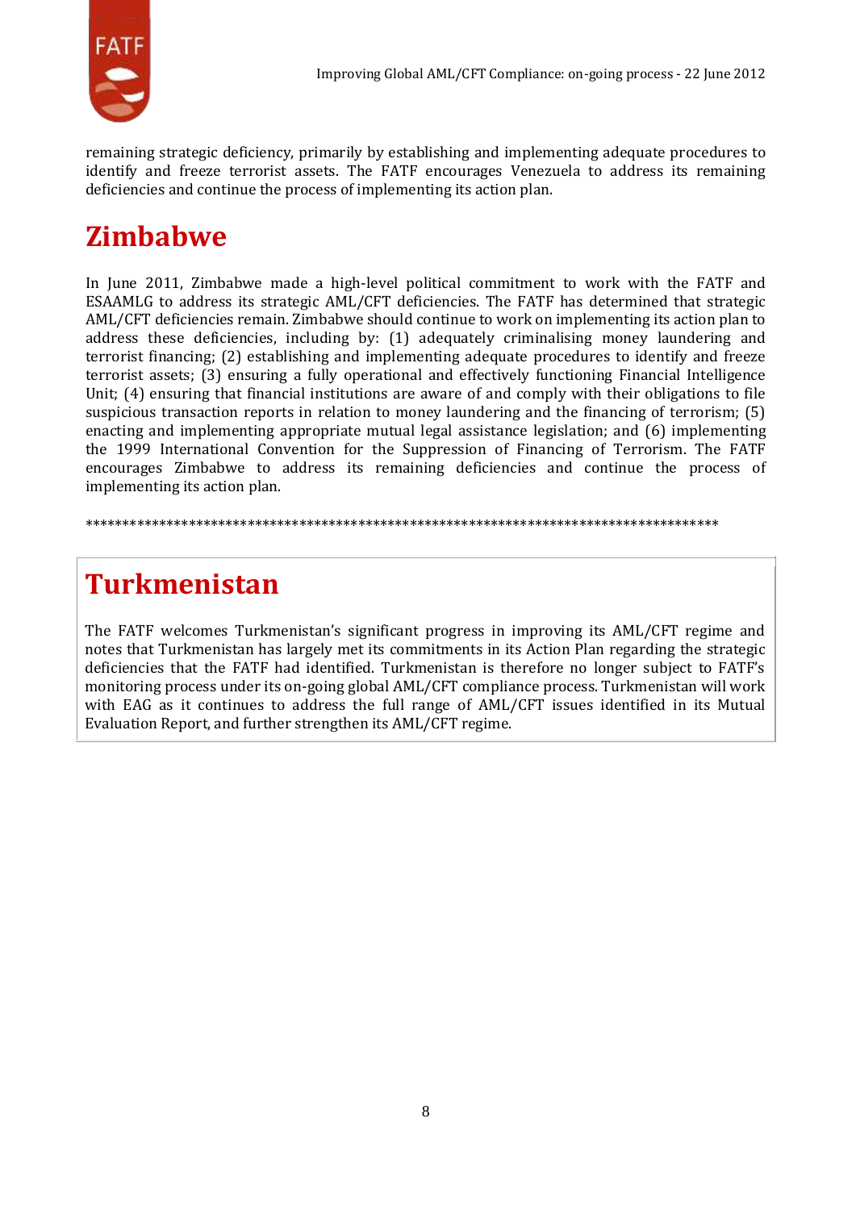remaining strategic deficiency, primarily by establishing and implementing adequate procedures to identify and freeze terrorist assets. The FATF encourages Venezuela to address its remaining deficiencies and continue the process of implementing its action plan.

# Zimbabwe

In June 2011, Zimbabwe made a high-level political commitment to work with the FATF and ESAAMLG to address its strategic AML/CFT deficiencies. The FATF has determined that strategic AML/CFT deficiencies remain. Zimbabwe should continue to work on implementing its action plan to address these deficiencies, including by: (1) adequately criminalising money laundering and terrorist financing; (2) establishing and implementing adequate procedures to identify and freeze terrorist assets; (3) ensuring a fully operational and effectively functioning Financial Intelligence Unit; (4) ensuring that financial institutions are aware of and comply with their obligations to file suspicious transaction reports in relation to money laundering and the financing of terrorism; (5) enacting and implementing appropriate mutual legal assistance legislation; and (6) implementing the 1999 International Convention for the Suppression of Financing of Terrorism. The FATF encourages Zimbabwe to address its remaining deficiencies and continue the process of implementing its action plan.

\*\*\*\*\*\*\*\*\*\*\*\*\*\*\*\*\*\*\*\*\*\*\*\*\*\*\*\*\*\*\*\*\*\*\*\*\*\*\*\*\*\*\*\*\*\*\*\*\*\*\*\*\*\*\*\*\*\*\*\*\*\*\*\*\*\*\*\*\*\*\*\*\*\*\*\*\*\*\*\*\*\*\*\*\*\*\*\*\*\*

# Turkmenistan

The FATF welcomes Turkmenistan's significant progress in improving its AML/CFT regime and notes that Turkmenistan has largely met its commitments in its Action Plan regarding the strategic deficiencies that the FATF had identified. Turkmenistan is therefore no longer subject to FATF's monitoring process under its on-going global AML/CFT compliance process. Turkmenistan will work with EAG as it continues to address the full range of AML/CFT issues identified in its Mutual Evaluation Report, and further strengthen its AML/CFT regime.